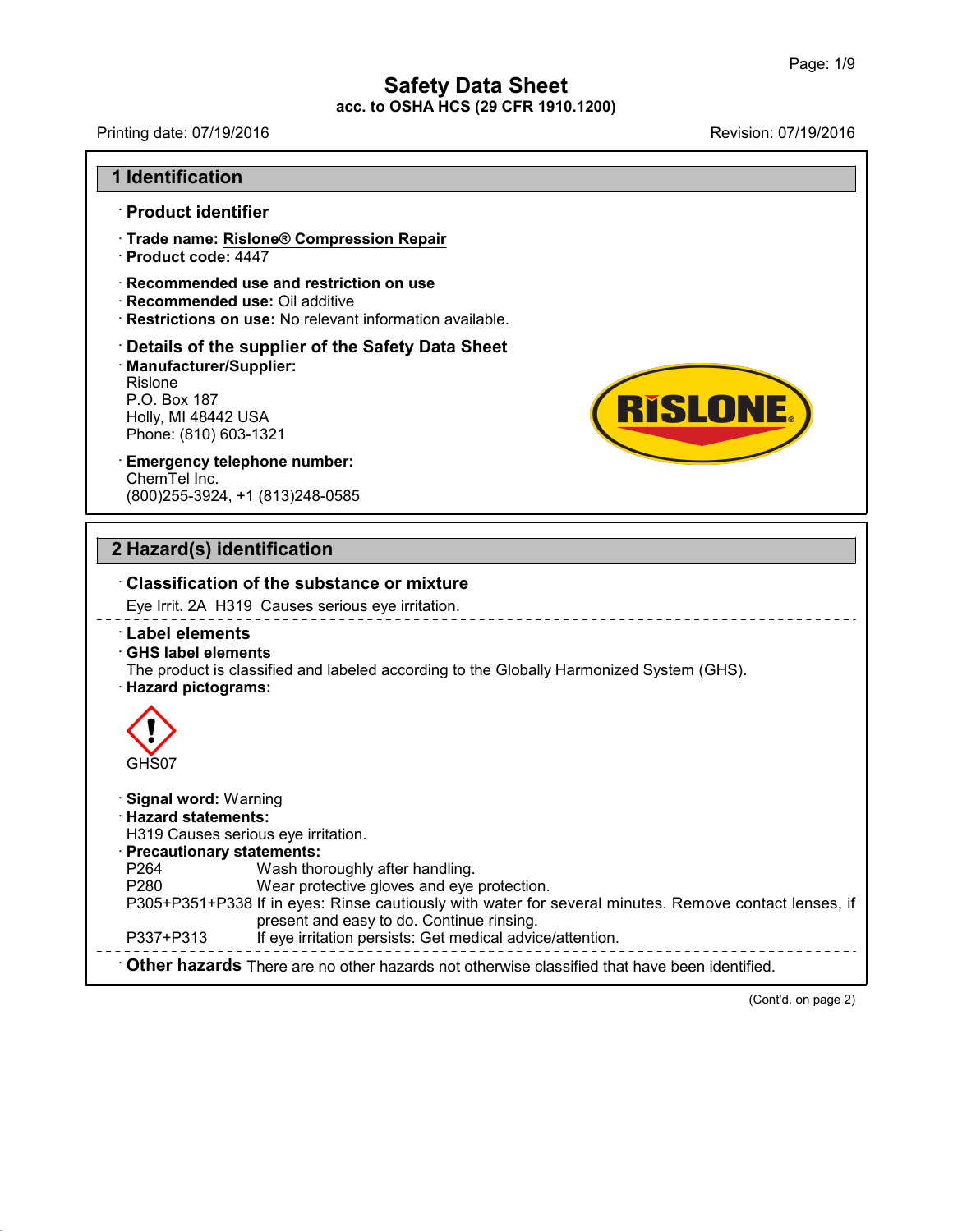# Safety Data Sheet

**acc. to OSHA HCS (29 CFR 1910.1200)**

Printing date: 07/19/2016 Revision: 07/19/2016

## 1 Identification

· **Product identifier**

· **Trade name: Rislone® Compression Repair**
· **Product code:** 4447

· **Recommended use and restriction on use**
· **Recommended use:** Oil additive
· **Restrictions on use:** No relevant information available.

· **Details of the supplier of the Safety Data Sheet**
· **Manufacturer/Supplier:**
Rislone
P.O. Box 187
Holly, MI 48442 USA
Phone: (810) 603-1321

· **Emergency telephone number:**
ChemTel Inc.
(800)255-3924, +1 (813)248-0585

## 2 Hazard(s) identification

· **Classification of the substance or mixture**

Eye Irrit. 2A H319 Causes serious eye irritation.

· **Label elements**
· **GHS label elements**
The product is classified and labeled according to the Globally Harmonized System (GHS).
· **Hazard pictograms:**

GHS07

· **Signal word:** Warning
· **Hazard statements:**
H319 Causes serious eye irritation.
· **Precautionary statements:**

| | |
|---|---|
| P264 | Wash thoroughly after handling. |
| P280 | Wear protective gloves and eye protection. |
| P305+P351+P338 | If in eyes: Rinse cautiously with water for several minutes. Remove contact lenses, if present and easy to do. Continue rinsing. |
| P337+P313 | If eye irritation persists: Get medical advice/attention. |

· **Other hazards** There are no other hazards not otherwise classified that have been identified.

(Cont'd. on page 2)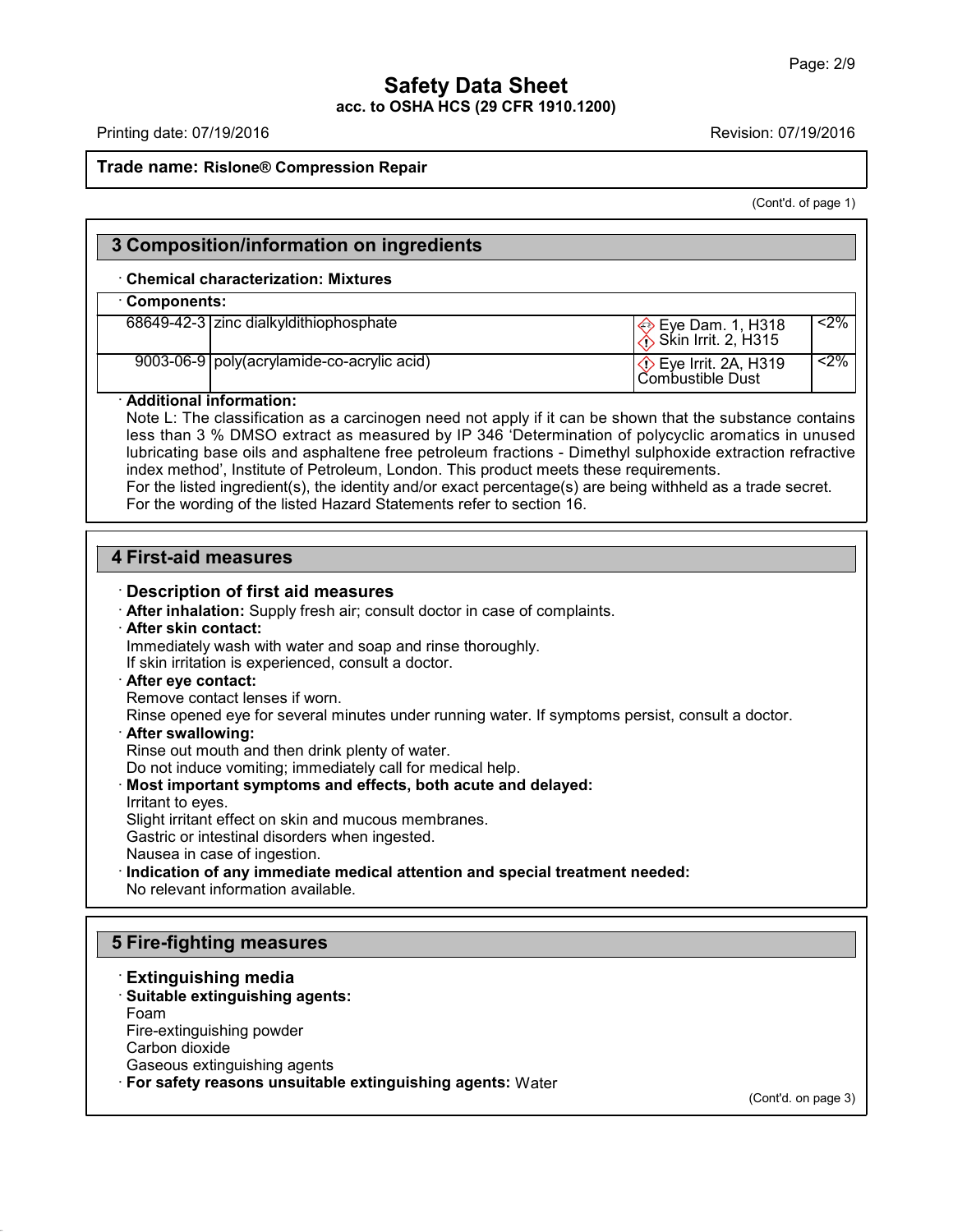**Trade name: Rislone® Compression Repair**

(Cont'd. of page 1)

## 3 Composition/information on ingredients

· **Chemical characterization: Mixtures**

· **Components:**

| | | | |
|---|---|---|---|
| 68649-42-3 | zinc dialkyldithiophosphate | Eye Dam. 1, H318<br>Skin Irrit. 2, H315 | <2% |
| 9003-06-9 | poly(acrylamide-co-acrylic acid) | Eye Irrit. 2A, H319<br>Combustible Dust | <2% |

· **Additional information:**
Note L: The classification as a carcinogen need not apply if it can be shown that the substance contains less than 3 % DMSO extract as measured by IP 346 'Determination of polycyclic aromatics in unused lubricating base oils and asphaltene free petroleum fractions - Dimethyl sulphoxide extraction refractive index method', Institute of Petroleum, London. This product meets these requirements.
For the listed ingredient(s), the identity and/or exact percentage(s) are being withheld as a trade secret.
For the wording of the listed Hazard Statements refer to section 16.

## 4 First-aid measures

### · Description of first aid measures

· **After inhalation:** Supply fresh air; consult doctor in case of complaints.

· **After skin contact:**
Immediately wash with water and soap and rinse thoroughly.
If skin irritation is experienced, consult a doctor.

· **After eye contact:**
Remove contact lenses if worn.
Rinse opened eye for several minutes under running water. If symptoms persist, consult a doctor.

· **After swallowing:**
Rinse out mouth and then drink plenty of water.
Do not induce vomiting; immediately call for medical help.

· **Most important symptoms and effects, both acute and delayed:**
Irritant to eyes.
Slight irritant effect on skin and mucous membranes.
Gastric or intestinal disorders when ingested.
Nausea in case of ingestion.

· **Indication of any immediate medical attention and special treatment needed:**
No relevant information available.

## 5 Fire-fighting measures

### · Extinguishing media

· **Suitable extinguishing agents:**
Foam
Fire-extinguishing powder
Carbon dioxide
Gaseous extinguishing agents

· **For safety reasons unsuitable extinguishing agents:** Water

(Cont'd. on page 3)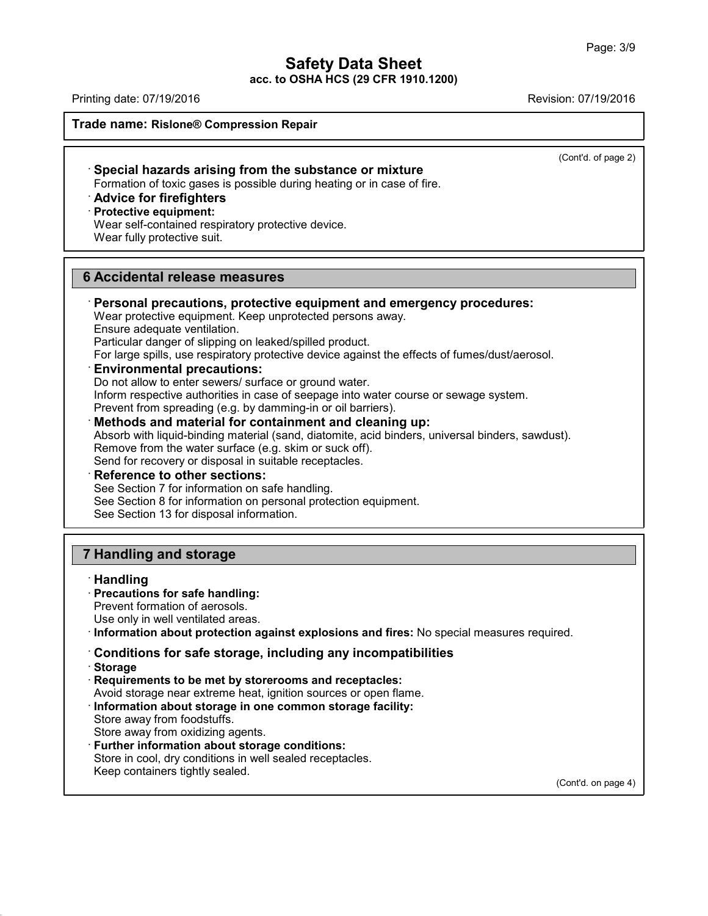**Trade name: Rislone® Compression Repair**

(Cont'd. of page 2)

· **Special hazards arising from the substance or mixture**
Formation of toxic gases is possible during heating or in case of fire.
· **Advice for firefighters**
· **Protective equipment:**
Wear self-contained respiratory protective device.
Wear fully protective suit.

## 6 Accidental release measures

· **Personal precautions, protective equipment and emergency procedures:**
Wear protective equipment. Keep unprotected persons away.
Ensure adequate ventilation.
Particular danger of slipping on leaked/spilled product.
For large spills, use respiratory protective device against the effects of fumes/dust/aerosol.
· **Environmental precautions:**
Do not allow to enter sewers/ surface or ground water.
Inform respective authorities in case of seepage into water course or sewage system.
Prevent from spreading (e.g. by damming-in or oil barriers).
· **Methods and material for containment and cleaning up:**
Absorb with liquid-binding material (sand, diatomite, acid binders, universal binders, sawdust).
Remove from the water surface (e.g. skim or suck off).
Send for recovery or disposal in suitable receptacles.
· **Reference to other sections:**
See Section 7 for information on safe handling.
See Section 8 for information on personal protection equipment.
See Section 13 for disposal information.

## 7 Handling and storage

· **Handling**
· **Precautions for safe handling:**
Prevent formation of aerosols.
Use only in well ventilated areas.
· **Information about protection against explosions and fires:** No special measures required.

· **Conditions for safe storage, including any incompatibilities**
· **Storage**
· **Requirements to be met by storerooms and receptacles:**
Avoid storage near extreme heat, ignition sources or open flame.
· **Information about storage in one common storage facility:**
Store away from foodstuffs.
Store away from oxidizing agents.
· **Further information about storage conditions:**
Store in cool, dry conditions in well sealed receptacles.
Keep containers tightly sealed.

(Cont'd. on page 4)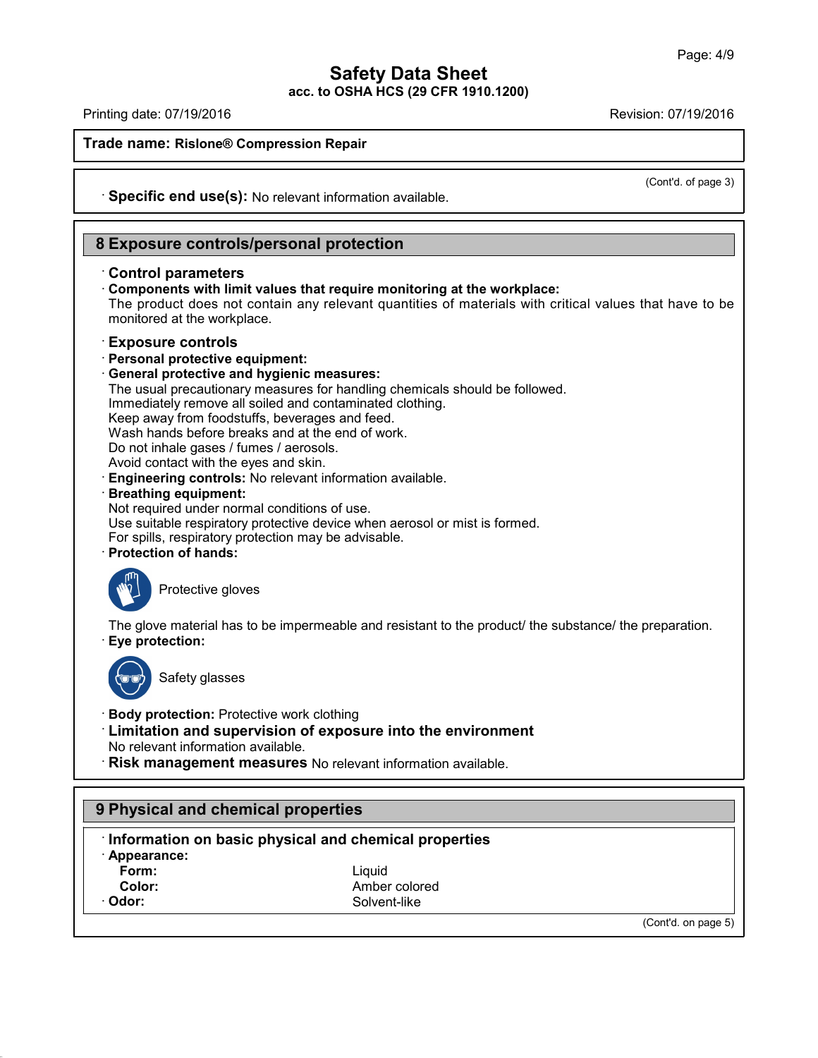**Trade name: Rislone® Compression Repair**

(Cont'd. of page 3)

· **Specific end use(s):** No relevant information available.

## 8 Exposure controls/personal protection

· **Control parameters**

· **Components with limit values that require monitoring at the workplace:**
The product does not contain any relevant quantities of materials with critical values that have to be monitored at the workplace.

· **Exposure controls**

· **Personal protective equipment:**

· **General protective and hygienic measures:**
The usual precautionary measures for handling chemicals should be followed.
Immediately remove all soiled and contaminated clothing.
Keep away from foodstuffs, beverages and feed.
Wash hands before breaks and at the end of work.
Do not inhale gases / fumes / aerosols.
Avoid contact with the eyes and skin.

· **Engineering controls:** No relevant information available.

· **Breathing equipment:**
Not required under normal conditions of use.
Use suitable respiratory protective device when aerosol or mist is formed.
For spills, respiratory protection may be advisable.

· **Protection of hands:**

Protective gloves

The glove material has to be impermeable and resistant to the product/ the substance/ the preparation.

· **Eye protection:**

Safety glasses

· **Body protection:** Protective work clothing

· **Limitation and supervision of exposure into the environment**
No relevant information available.

· **Risk management measures** No relevant information available.

## 9 Physical and chemical properties

· **Information on basic physical and chemical properties**

· **Appearance:**

| | |
|---|---|
| **Form:** | Liquid |
| **Color:** | Amber colored |
| · **Odor:** | Solvent-like |

(Cont'd. on page 5)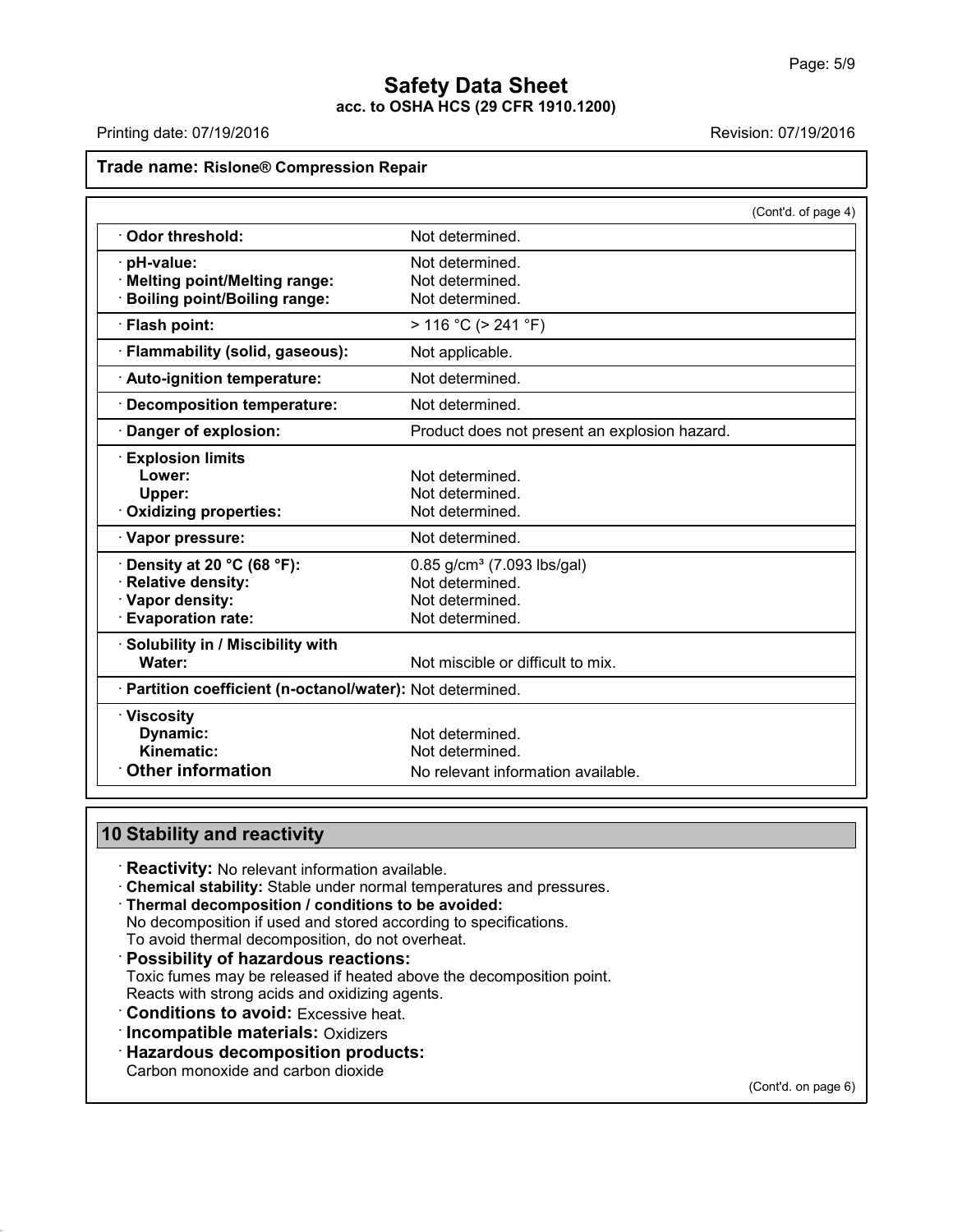# Safety Data Sheet

**acc. to OSHA HCS (29 CFR 1910.1200)**

Printing date: 07/19/2016 Revision: 07/19/2016

**Trade name: Rislone® Compression Repair**

(Cont'd. of page 4)

| Property | Value |
|---|---|
| · **Odor threshold:** | Not determined. |
| · **pH-value:** | Not determined. |
| · **Melting point/Melting range:** | Not determined. |
| · **Boiling point/Boiling range:** | Not determined. |
| · **Flash point:** | > 116 °C (> 241 °F) |
| · **Flammability (solid, gaseous):** | Not applicable. |
| · **Auto-ignition temperature:** | Not determined. |
| · **Decomposition temperature:** | Not determined. |
| · **Danger of explosion:** | Product does not present an explosion hazard. |
| · **Explosion limits** | |
| **Lower:** | Not determined. |
| **Upper:** | Not determined. |
| · **Oxidizing properties:** | Not determined. |
| · **Vapor pressure:** | Not determined. |
| · **Density at 20 °C (68 °F):** | 0.85 g/cm³ (7.093 lbs/gal) |
| · **Relative density:** | Not determined. |
| · **Vapor density:** | Not determined. |
| · **Evaporation rate:** | Not determined. |
| · **Solubility in / Miscibility with** | |
| **Water:** | Not miscible or difficult to mix. |
| · **Partition coefficient (n-octanol/water):** | Not determined. |
| · **Viscosity** | |
| **Dynamic:** | Not determined. |
| **Kinematic:** | Not determined. |
| · **Other information** | No relevant information available. |

## 10 Stability and reactivity

· **Reactivity:** No relevant information available.

· **Chemical stability:** Stable under normal temperatures and pressures.

· **Thermal decomposition / conditions to be avoided:**
No decomposition if used and stored according to specifications.
To avoid thermal decomposition, do not overheat.

· **Possibility of hazardous reactions:**
Toxic fumes may be released if heated above the decomposition point.
Reacts with strong acids and oxidizing agents.

· **Conditions to avoid:** Excessive heat.

· **Incompatible materials:** Oxidizers

· **Hazardous decomposition products:**
Carbon monoxide and carbon dioxide

(Cont'd. on page 6)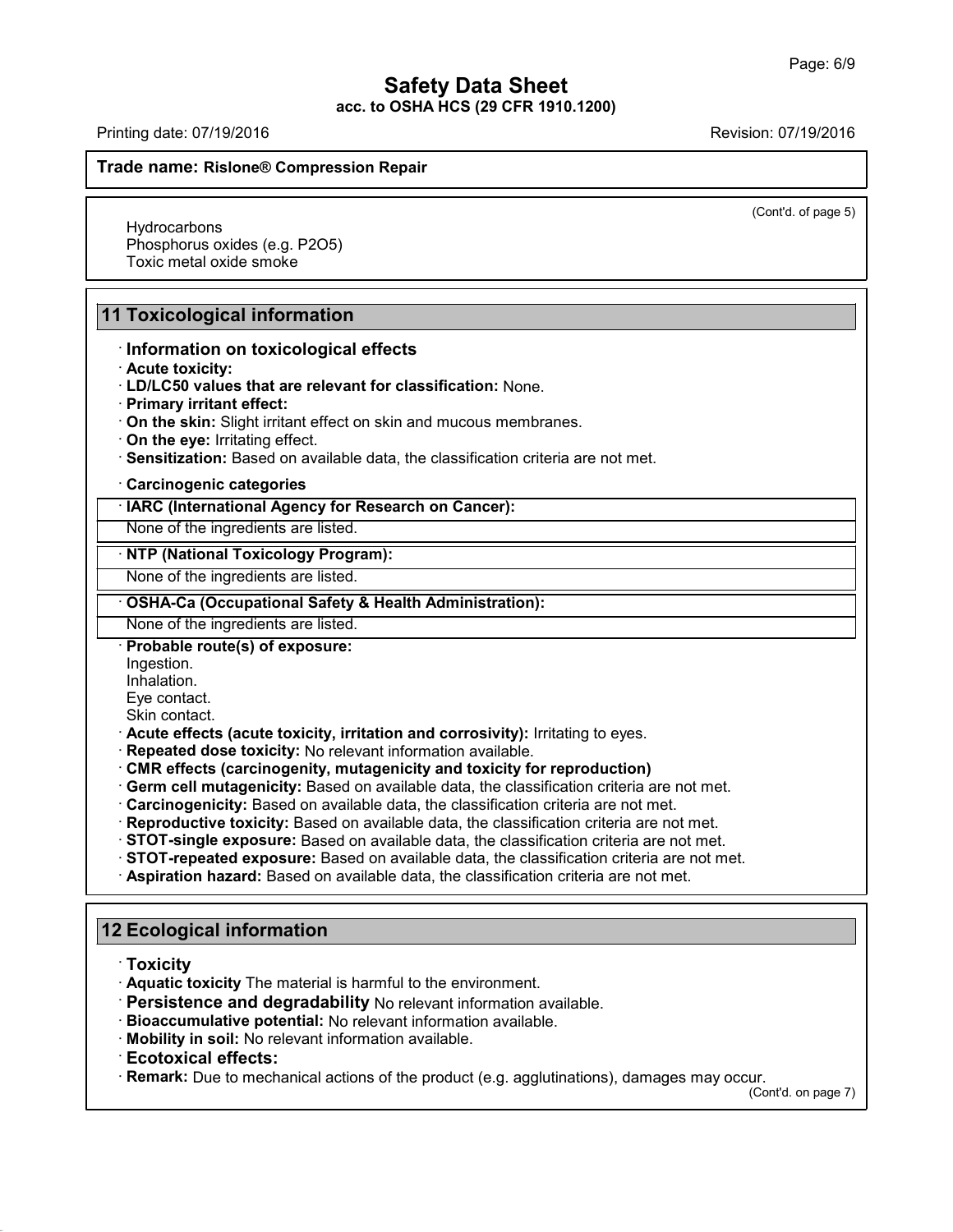(Cont'd. of page 5)

Hydrocarbons
Phosphorus oxides (e.g. $P_2O_5$)
Toxic metal oxide smoke

## 11 Toxicological information

· **Information on toxicological effects**
· **Acute toxicity:**
· **LD/LC50 values that are relevant for classification:** None.
· **Primary irritant effect:**
· **On the skin:** Slight irritant effect on skin and mucous membranes.
· **On the eye:** Irritating effect.
· **Sensitization:** Based on available data, the classification criteria are not met.

· **Carcinogenic categories**

| · **IARC (International Agency for Research on Cancer):** |
| --- |
| None of the ingredients are listed. |

| · **NTP (National Toxicology Program):** |
| --- |
| None of the ingredients are listed. |

| · **OSHA-Ca (Occupational Safety & Health Administration):** |
| --- |
| None of the ingredients are listed. |

· **Probable route(s) of exposure:**
Ingestion.
Inhalation.
Eye contact.
Skin contact.
· **Acute effects (acute toxicity, irritation and corrosivity):** Irritating to eyes.
· **Repeated dose toxicity:** No relevant information available.
· **CMR effects (carcinogenity, mutagenicity and toxicity for reproduction)**
· **Germ cell mutagenicity:** Based on available data, the classification criteria are not met.
· **Carcinogenicity:** Based on available data, the classification criteria are not met.
· **Reproductive toxicity:** Based on available data, the classification criteria are not met.
· **STOT-single exposure:** Based on available data, the classification criteria are not met.
· **STOT-repeated exposure:** Based on available data, the classification criteria are not met.
· **Aspiration hazard:** Based on available data, the classification criteria are not met.

## 12 Ecological information

· **Toxicity**
· **Aquatic toxicity** The material is harmful to the environment.
· **Persistence and degradability** No relevant information available.
· **Bioaccumulative potential:** No relevant information available.
· **Mobility in soil:** No relevant information available.
· **Ecotoxical effects:**
· **Remark:** Due to mechanical actions of the product (e.g. agglutinations), damages may occur.

(Cont'd. on page 7)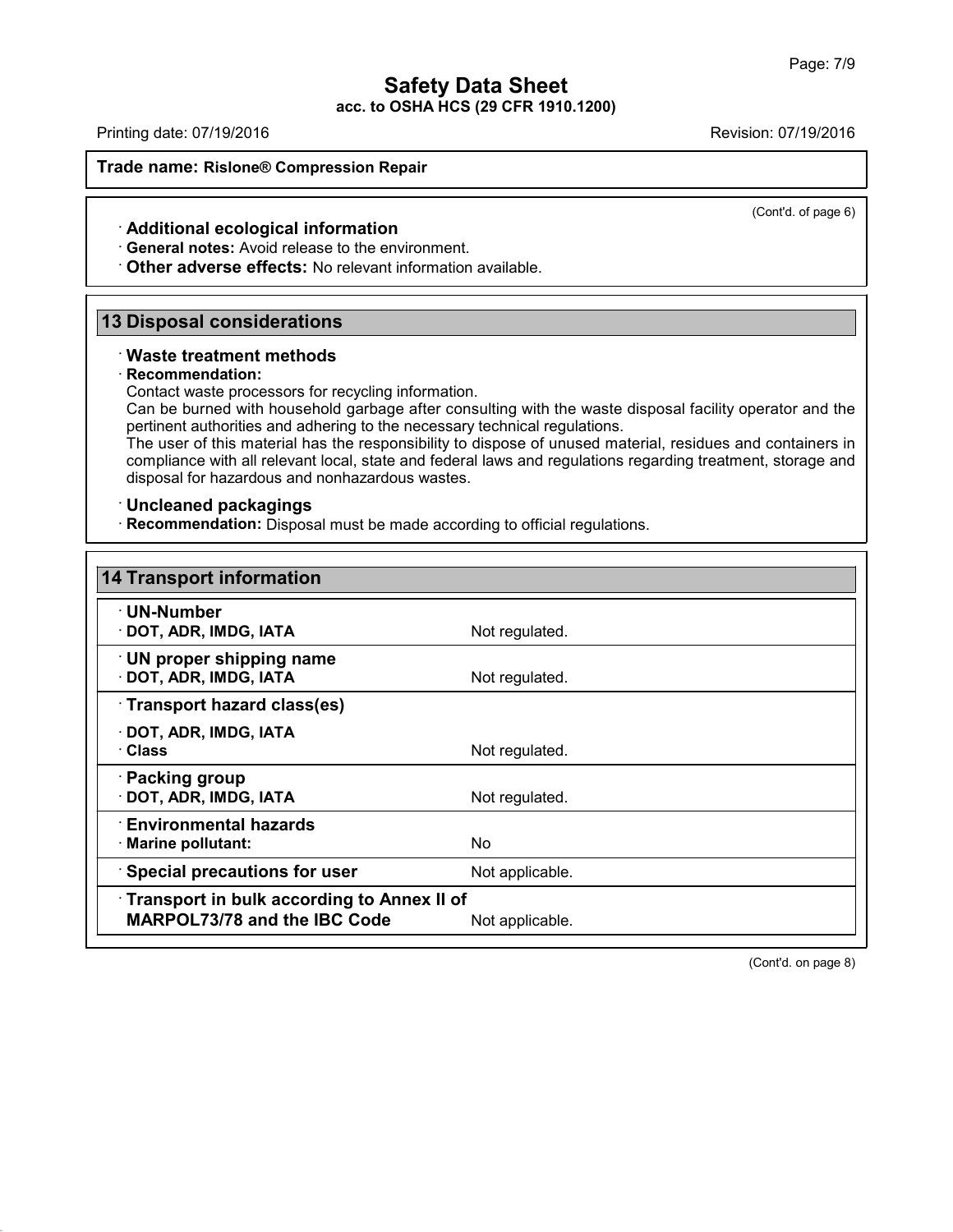(Cont'd. of page 6)

· **Additional ecological information**

· **General notes:** Avoid release to the environment.

· **Other adverse effects:** No relevant information available.

## 13 Disposal considerations

· **Waste treatment methods**

· **Recommendation:**

Contact waste processors for recycling information.

Can be burned with household garbage after consulting with the waste disposal facility operator and the pertinent authorities and adhering to the necessary technical regulations.

The user of this material has the responsibility to dispose of unused material, residues and containers in compliance with all relevant local, state and federal laws and regulations regarding treatment, storage and disposal for hazardous and nonhazardous wastes.

· **Uncleaned packagings**

· **Recommendation:** Disposal must be made according to official regulations.

## 14 Transport information

| | |
|---|---|
| · **UN-Number** | |
| · **DOT, ADR, IMDG, IATA** | Not regulated. |
| · **UN proper shipping name** | |
| · **DOT, ADR, IMDG, IATA** | Not regulated. |
| · **Transport hazard class(es)** | |
| · **DOT, ADR, IMDG, IATA** | |
| · **Class** | Not regulated. |
| · **Packing group** | |
| · **DOT, ADR, IMDG, IATA** | Not regulated. |
| · **Environmental hazards** | |
| · **Marine pollutant:** | No |
| · **Special precautions for user** | Not applicable. |
| · **Transport in bulk according to Annex II of MARPOL73/78 and the IBC Code** | Not applicable. |

(Cont'd. on page 8)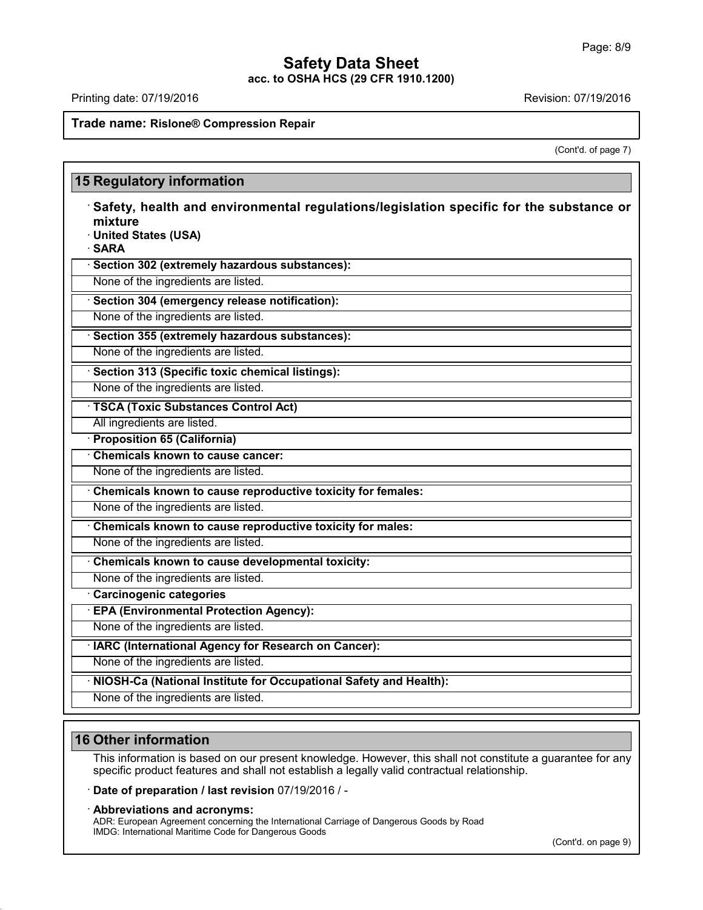(Cont'd. of page 7)

## 15 Regulatory information

· **Safety, health and environmental regulations/legislation specific for the substance or mixture**

· **United States (USA)**

· **SARA**

· **Section 302 (extremely hazardous substances):**

None of the ingredients are listed.

· **Section 304 (emergency release notification):**

None of the ingredients are listed.

· **Section 355 (extremely hazardous substances):**

None of the ingredients are listed.

· **Section 313 (Specific toxic chemical listings):**

None of the ingredients are listed.

· **TSCA (Toxic Substances Control Act)**

All ingredients are listed.

· **Proposition 65 (California)**

· **Chemicals known to cause cancer:**

None of the ingredients are listed.

· **Chemicals known to cause reproductive toxicity for females:**

None of the ingredients are listed.

· **Chemicals known to cause reproductive toxicity for males:**

None of the ingredients are listed.

· **Chemicals known to cause developmental toxicity:**

None of the ingredients are listed.

· **Carcinogenic categories**

· **EPA (Environmental Protection Agency):**

None of the ingredients are listed.

· **IARC (International Agency for Research on Cancer):**

None of the ingredients are listed.

· **NIOSH-Ca (National Institute for Occupational Safety and Health):**

None of the ingredients are listed.

## 16 Other information

This information is based on our present knowledge. However, this shall not constitute a guarantee for any specific product features and shall not establish a legally valid contractual relationship.

· **Date of preparation / last revision** 07/19/2016 / -

· **Abbreviations and acronyms:**

ADR: European Agreement concerning the International Carriage of Dangerous Goods by Road
IMDG: International Maritime Code for Dangerous Goods

(Cont'd. on page 9)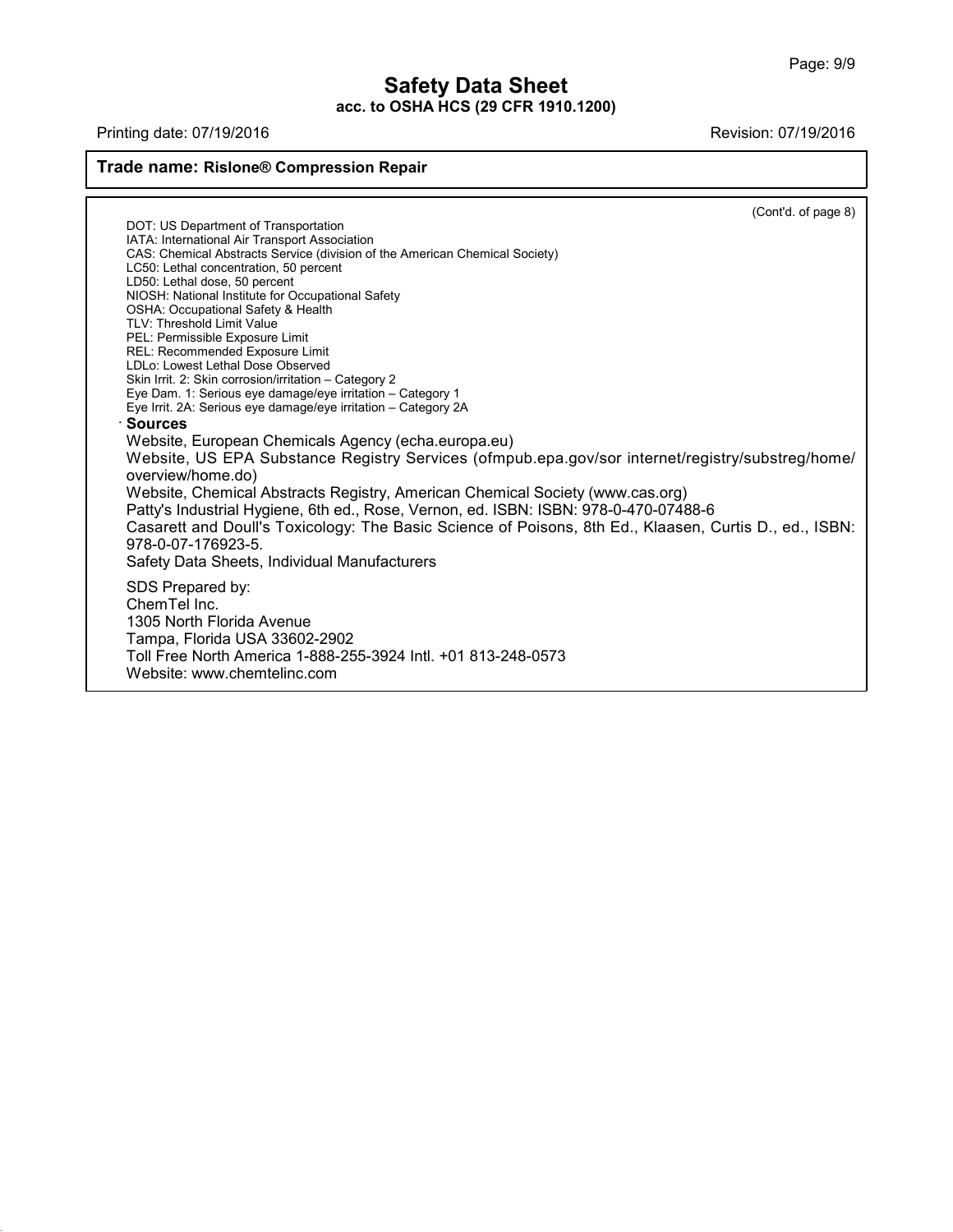(Cont'd. of page 8)

DOT: US Department of Transportation
IATA: International Air Transport Association
CAS: Chemical Abstracts Service (division of the American Chemical Society)
LC50: Lethal concentration, 50 percent
LD50: Lethal dose, 50 percent
NIOSH: National Institute for Occupational Safety
OSHA: Occupational Safety & Health
TLV: Threshold Limit Value
PEL: Permissible Exposure Limit
REL: Recommended Exposure Limit
LDLo: Lowest Lethal Dose Observed
Skin Irrit. 2: Skin corrosion/irritation – Category 2
Eye Dam. 1: Serious eye damage/eye irritation – Category 1
Eye Irrit. 2A: Serious eye damage/eye irritation – Category 2A

· **Sources**

Website, European Chemicals Agency (echa.europa.eu)
Website, US EPA Substance Registry Services (ofmpub.epa.gov/sor internet/registry/substreg/home/overview/home.do)
Website, Chemical Abstracts Registry, American Chemical Society (www.cas.org)
Patty's Industrial Hygiene, 6th ed., Rose, Vernon, ed. ISBN: ISBN: 978-0-470-07488-6
Casarett and Doull's Toxicology: The Basic Science of Poisons, 8th Ed., Klaasen, Curtis D., ed., ISBN: 978-0-07-176923-5.
Safety Data Sheets, Individual Manufacturers

SDS Prepared by:
ChemTel Inc.
1305 North Florida Avenue
Tampa, Florida USA 33602-2902
Toll Free North America 1-888-255-3924 Intl. +01 813-248-0573
Website: www.chemtelinc.com